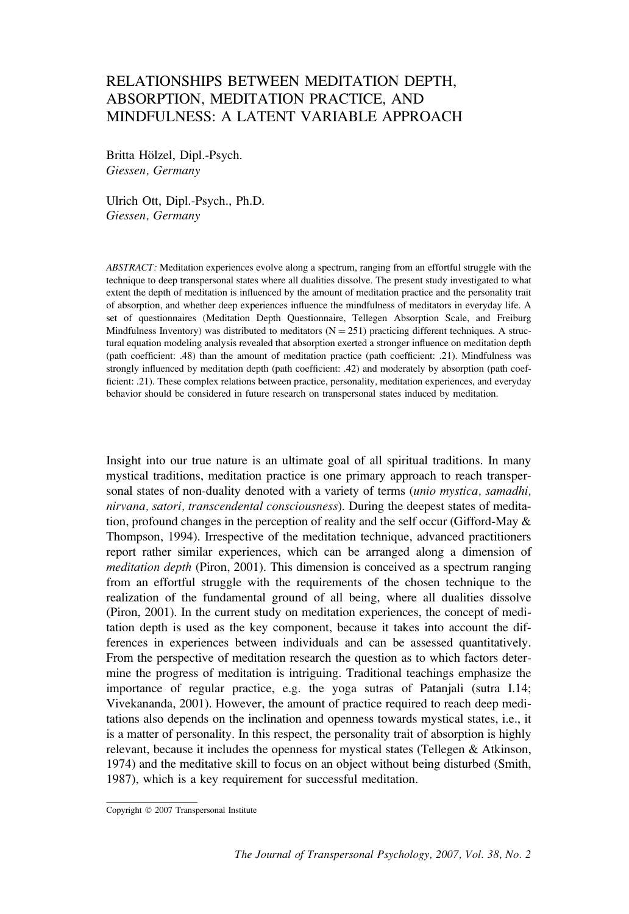# RELATIONSHIPS BETWEEN MEDITATION DEPTH, ABSORPTION, MEDITATION PRACTICE, AND MINDFULNESS: A LATENT VARIABLE APPROACH

Britta Hölzel, Dipl.-Psych.
*Giessen, Germany*

Ulrich Ott, Dipl.-Psych., Ph.D.
*Giessen, Germany*

*ABSTRACT:* Meditation experiences evolve along a spectrum, ranging from an effortful struggle with the technique to deep transpersonal states where all dualities dissolve. The present study investigated to what extent the depth of meditation is influenced by the amount of meditation practice and the personality trait of absorption, and whether deep experiences influence the mindfulness of meditators in everyday life. A set of questionnaires (Meditation Depth Questionnaire, Tellegen Absorption Scale, and Freiburg Mindfulness Inventory) was distributed to meditators ($N = 251$) practicing different techniques. A structural equation modeling analysis revealed that absorption exerted a stronger influence on meditation depth (path coefficient: .48) than the amount of meditation practice (path coefficient: .21). Mindfulness was strongly influenced by meditation depth (path coefficient: .42) and moderately by absorption (path coefficient: .21). These complex relations between practice, personality, meditation experiences, and everyday behavior should be considered in future research on transpersonal states induced by meditation.

Insight into our true nature is an ultimate goal of all spiritual traditions. In many mystical traditions, meditation practice is one primary approach to reach transpersonal states of non-duality denoted with a variety of terms (*unio mystica, samadhi, nirvana, satori, transcendental consciousness*). During the deepest states of meditation, profound changes in the perception of reality and the self occur (Gifford-May & Thompson, 1994). Irrespective of the meditation technique, advanced practitioners report rather similar experiences, which can be arranged along a dimension of *meditation depth* (Piron, 2001). This dimension is conceived as a spectrum ranging from an effortful struggle with the requirements of the chosen technique to the realization of the fundamental ground of all being, where all dualities dissolve (Piron, 2001). In the current study on meditation experiences, the concept of meditation depth is used as the key component, because it takes into account the differences in experiences between individuals and can be assessed quantitatively. From the perspective of meditation research the question as to which factors determine the progress of meditation is intriguing. Traditional teachings emphasize the importance of regular practice, e.g. the yoga sutras of Patanjali (sutra I.14; Vivekananda, 2001). However, the amount of practice required to reach deep meditations also depends on the inclination and openness towards mystical states, i.e., it is a matter of personality. In this respect, the personality trait of absorption is highly relevant, because it includes the openness for mystical states (Tellegen & Atkinson, 1974) and the meditative skill to focus on an object without being disturbed (Smith, 1987), which is a key requirement for successful meditation.

Copyright © 2007 Transpersonal Institute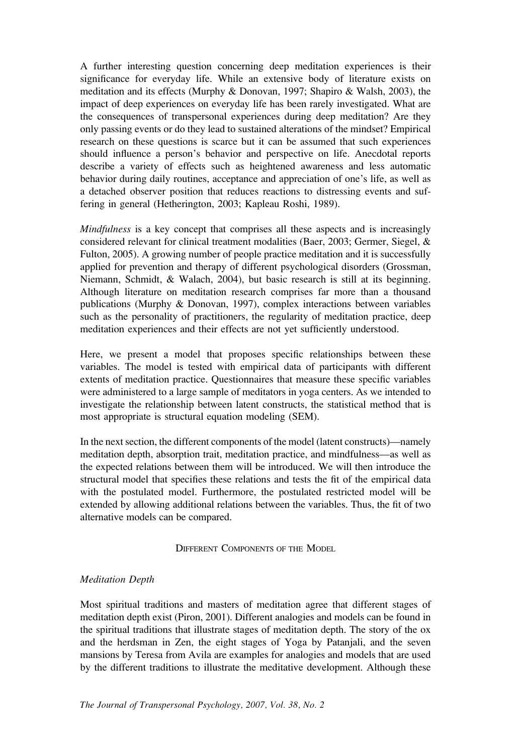A further interesting question concerning deep meditation experiences is their significance for everyday life. While an extensive body of literature exists on meditation and its effects (Murphy & Donovan, 1997; Shapiro & Walsh, 2003), the impact of deep experiences on everyday life has been rarely investigated. What are the consequences of transpersonal experiences during deep meditation? Are they only passing events or do they lead to sustained alterations of the mindset? Empirical research on these questions is scarce but it can be assumed that such experiences should influence a person's behavior and perspective on life. Anecdotal reports describe a variety of effects such as heightened awareness and less automatic behavior during daily routines, acceptance and appreciation of one's life, as well as a detached observer position that reduces reactions to distressing events and suffering in general (Hetherington, 2003; Kapleau Roshi, 1989).

*Mindfulness* is a key concept that comprises all these aspects and is increasingly considered relevant for clinical treatment modalities (Baer, 2003; Germer, Siegel, & Fulton, 2005). A growing number of people practice meditation and it is successfully applied for prevention and therapy of different psychological disorders (Grossman, Niemann, Schmidt, & Walach, 2004), but basic research is still at its beginning. Although literature on meditation research comprises far more than a thousand publications (Murphy & Donovan, 1997), complex interactions between variables such as the personality of practitioners, the regularity of meditation practice, deep meditation experiences and their effects are not yet sufficiently understood.

Here, we present a model that proposes specific relationships between these variables. The model is tested with empirical data of participants with different extents of meditation practice. Questionnaires that measure these specific variables were administered to a large sample of meditators in yoga centers. As we intended to investigate the relationship between latent constructs, the statistical method that is most appropriate is structural equation modeling (SEM).

In the next section, the different components of the model (latent constructs)—namely meditation depth, absorption trait, meditation practice, and mindfulness—as well as the expected relations between them will be introduced. We will then introduce the structural model that specifies these relations and tests the fit of the empirical data with the postulated model. Furthermore, the postulated restricted model will be extended by allowing additional relations between the variables. Thus, the fit of two alternative models can be compared.

## Different Components of the Model

### *Meditation Depth*

Most spiritual traditions and masters of meditation agree that different stages of meditation depth exist (Piron, 2001). Different analogies and models can be found in the spiritual traditions that illustrate stages of meditation depth. The story of the ox and the herdsman in Zen, the eight stages of Yoga by Patanjali, and the seven mansions by Teresa from Avila are examples for analogies and models that are used by the different traditions to illustrate the meditative development. Although these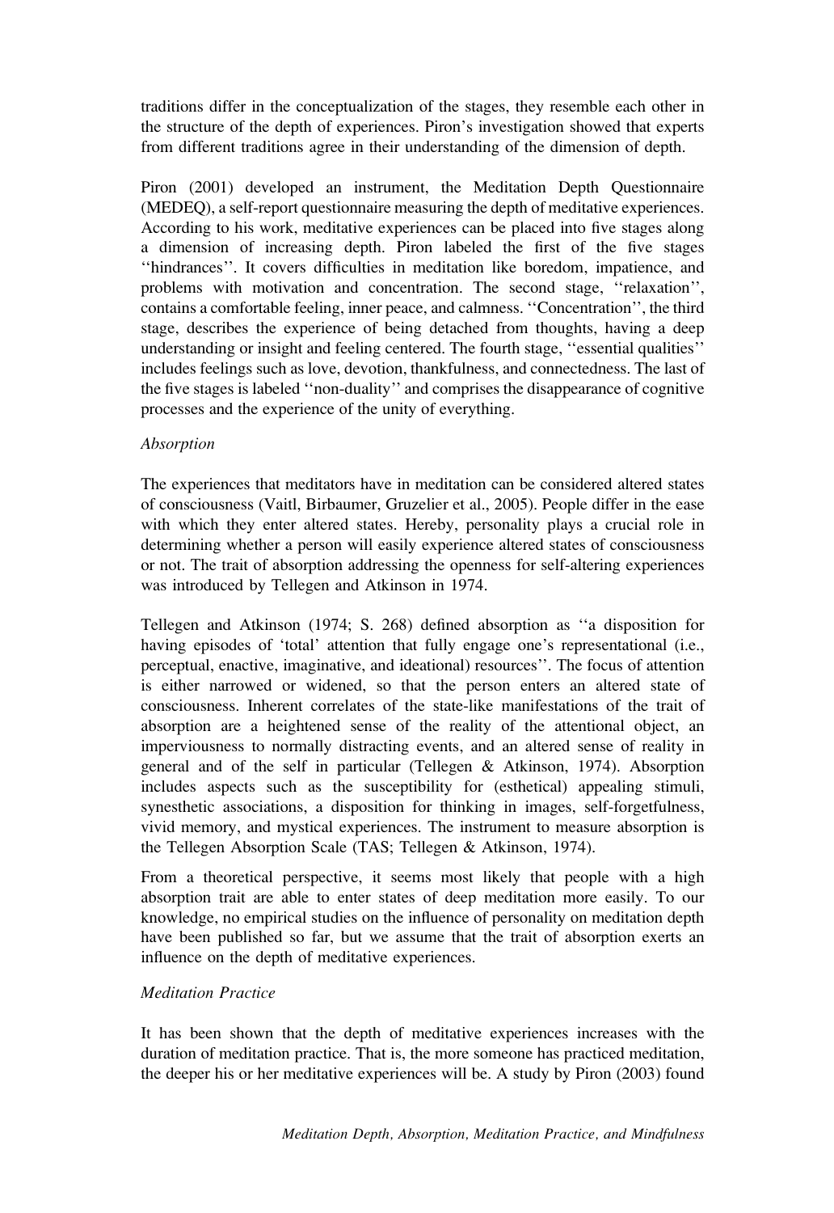traditions differ in the conceptualization of the stages, they resemble each other in the structure of the depth of experiences. Piron's investigation showed that experts from different traditions agree in their understanding of the dimension of depth.

Piron (2001) developed an instrument, the Meditation Depth Questionnaire (MEDEQ), a self-report questionnaire measuring the depth of meditative experiences. According to his work, meditative experiences can be placed into five stages along a dimension of increasing depth. Piron labeled the first of the five stages ''hindrances''. It covers difficulties in meditation like boredom, impatience, and problems with motivation and concentration. The second stage, ''relaxation'', contains a comfortable feeling, inner peace, and calmness. ''Concentration'', the third stage, describes the experience of being detached from thoughts, having a deep understanding or insight and feeling centered. The fourth stage, ''essential qualities'' includes feelings such as love, devotion, thankfulness, and connectedness. The last of the five stages is labeled ''non-duality'' and comprises the disappearance of cognitive processes and the experience of the unity of everything.

### *Absorption*

The experiences that meditators have in meditation can be considered altered states of consciousness (Vaitl, Birbaumer, Gruzelier et al., 2005). People differ in the ease with which they enter altered states. Hereby, personality plays a crucial role in determining whether a person will easily experience altered states of consciousness or not. The trait of absorption addressing the openness for self-altering experiences was introduced by Tellegen and Atkinson in 1974.

Tellegen and Atkinson (1974; S. 268) defined absorption as ''a disposition for having episodes of 'total' attention that fully engage one's representational (i.e., perceptual, enactive, imaginative, and ideational) resources''. The focus of attention is either narrowed or widened, so that the person enters an altered state of consciousness. Inherent correlates of the state-like manifestations of the trait of absorption are a heightened sense of the reality of the attentional object, an imperviousness to normally distracting events, and an altered sense of reality in general and of the self in particular (Tellegen & Atkinson, 1974). Absorption includes aspects such as the susceptibility for (esthetical) appealing stimuli, synesthetic associations, a disposition for thinking in images, self-forgetfulness, vivid memory, and mystical experiences. The instrument to measure absorption is the Tellegen Absorption Scale (TAS; Tellegen & Atkinson, 1974).

From a theoretical perspective, it seems most likely that people with a high absorption trait are able to enter states of deep meditation more easily. To our knowledge, no empirical studies on the influence of personality on meditation depth have been published so far, but we assume that the trait of absorption exerts an influence on the depth of meditative experiences.

### *Meditation Practice*

It has been shown that the depth of meditative experiences increases with the duration of meditation practice. That is, the more someone has practiced meditation, the deeper his or her meditative experiences will be. A study by Piron (2003) found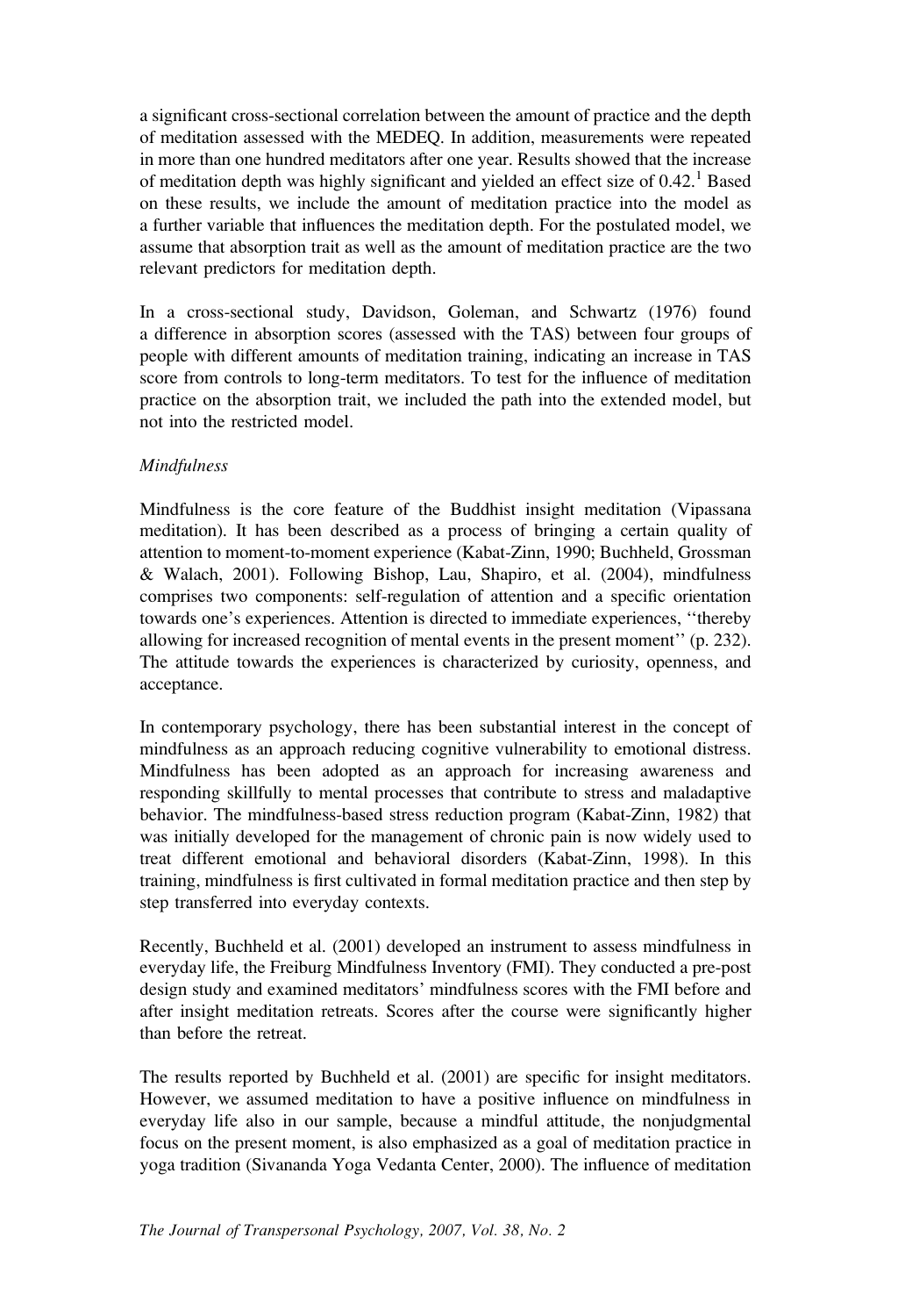a significant cross-sectional correlation between the amount of practice and the depth of meditation assessed with the MEDEQ. In addition, measurements were repeated in more than one hundred meditators after one year. Results showed that the increase of meditation depth was highly significant and yielded an effect size of 0.42.[1] Based on these results, we include the amount of meditation practice into the model as a further variable that influences the meditation depth. For the postulated model, we assume that absorption trait as well as the amount of meditation practice are the two relevant predictors for meditation depth.

In a cross-sectional study, Davidson, Goleman, and Schwartz (1976) found a difference in absorption scores (assessed with the TAS) between four groups of people with different amounts of meditation training, indicating an increase in TAS score from controls to long-term meditators. To test for the influence of meditation practice on the absorption trait, we included the path into the extended model, but not into the restricted model.

### *Mindfulness*

Mindfulness is the core feature of the Buddhist insight meditation (Vipassana meditation). It has been described as a process of bringing a certain quality of attention to moment-to-moment experience (Kabat-Zinn, 1990; Buchheld, Grossman & Walach, 2001). Following Bishop, Lau, Shapiro, et al. (2004), mindfulness comprises two components: self-regulation of attention and a specific orientation towards one's experiences. Attention is directed to immediate experiences, ''thereby allowing for increased recognition of mental events in the present moment'' (p. 232). The attitude towards the experiences is characterized by curiosity, openness, and acceptance.

In contemporary psychology, there has been substantial interest in the concept of mindfulness as an approach reducing cognitive vulnerability to emotional distress. Mindfulness has been adopted as an approach for increasing awareness and responding skillfully to mental processes that contribute to stress and maladaptive behavior. The mindfulness-based stress reduction program (Kabat-Zinn, 1982) that was initially developed for the management of chronic pain is now widely used to treat different emotional and behavioral disorders (Kabat-Zinn, 1998). In this training, mindfulness is first cultivated in formal meditation practice and then step by step transferred into everyday contexts.

Recently, Buchheld et al. (2001) developed an instrument to assess mindfulness in everyday life, the Freiburg Mindfulness Inventory (FMI). They conducted a pre-post design study and examined meditators' mindfulness scores with the FMI before and after insight meditation retreats. Scores after the course were significantly higher than before the retreat.

The results reported by Buchheld et al. (2001) are specific for insight meditators. However, we assumed meditation to have a positive influence on mindfulness in everyday life also in our sample, because a mindful attitude, the nonjudgmental focus on the present moment, is also emphasized as a goal of meditation practice in yoga tradition (Sivananda Yoga Vedanta Center, 2000). The influence of meditation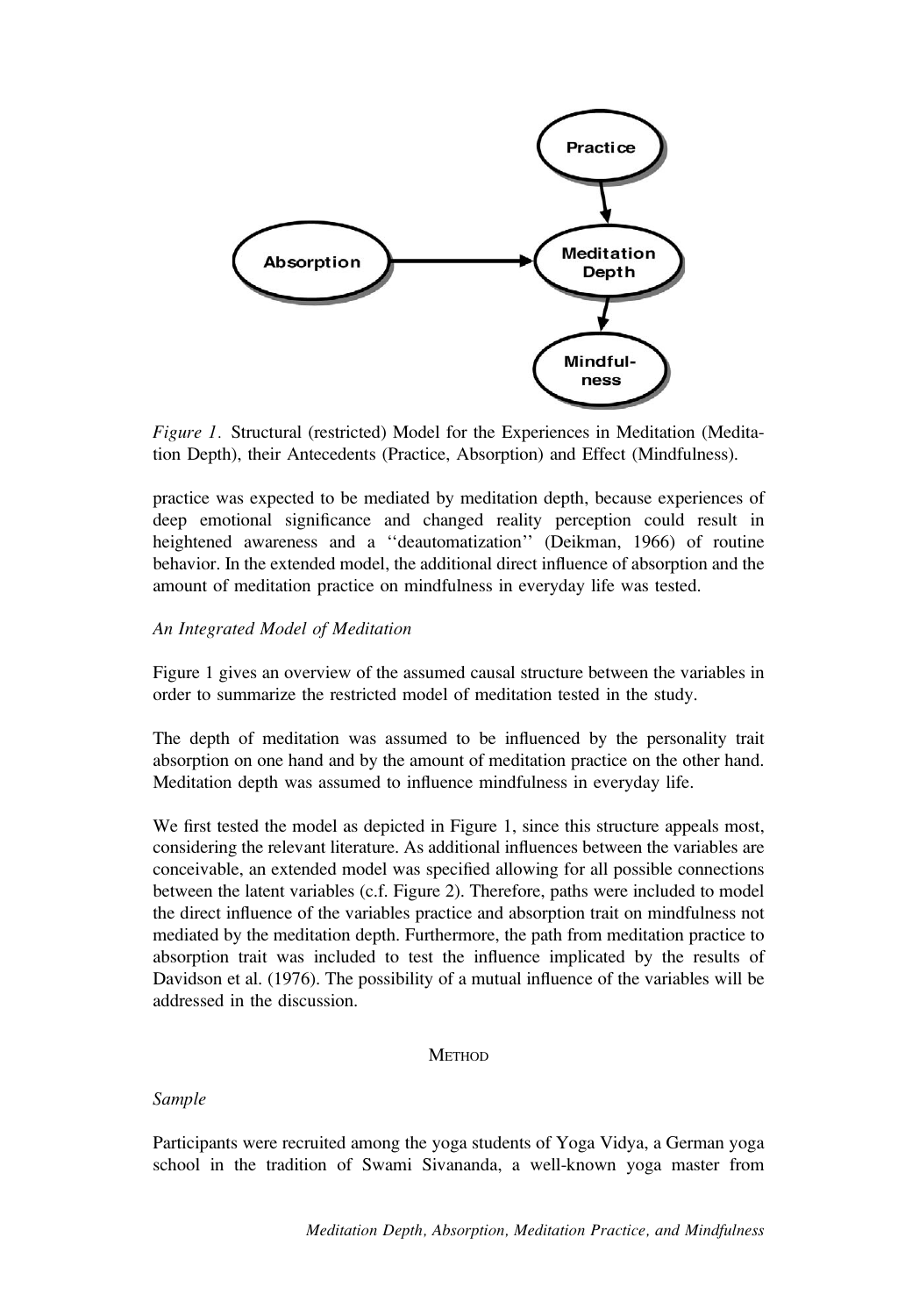*Figure 1.* Structural (restricted) Model for the Experiences in Meditation (Meditation Depth), their Antecedents (Practice, Absorption) and Effect (Mindfulness).

practice was expected to be mediated by meditation depth, because experiences of deep emotional significance and changed reality perception could result in heightened awareness and a ''deautomatization'' (Deikman, 1966) of routine behavior. In the extended model, the additional direct influence of absorption and the amount of meditation practice on mindfulness in everyday life was tested.

### *An Integrated Model of Meditation*

Figure 1 gives an overview of the assumed causal structure between the variables in order to summarize the restricted model of meditation tested in the study.

The depth of meditation was assumed to be influenced by the personality trait absorption on one hand and by the amount of meditation practice on the other hand. Meditation depth was assumed to influence mindfulness in everyday life.

We first tested the model as depicted in Figure 1, since this structure appeals most, considering the relevant literature. As additional influences between the variables are conceivable, an extended model was specified allowing for all possible connections between the latent variables (c.f. Figure 2). Therefore, paths were included to model the direct influence of the variables practice and absorption trait on mindfulness not mediated by the meditation depth. Furthermore, the path from meditation practice to absorption trait was included to test the influence implicated by the results of Davidson et al. (1976). The possibility of a mutual influence of the variables will be addressed in the discussion.

## METHOD

### *Sample*

Participants were recruited among the yoga students of Yoga Vidya, a German yoga school in the tradition of Swami Sivananda, a well-known yoga master from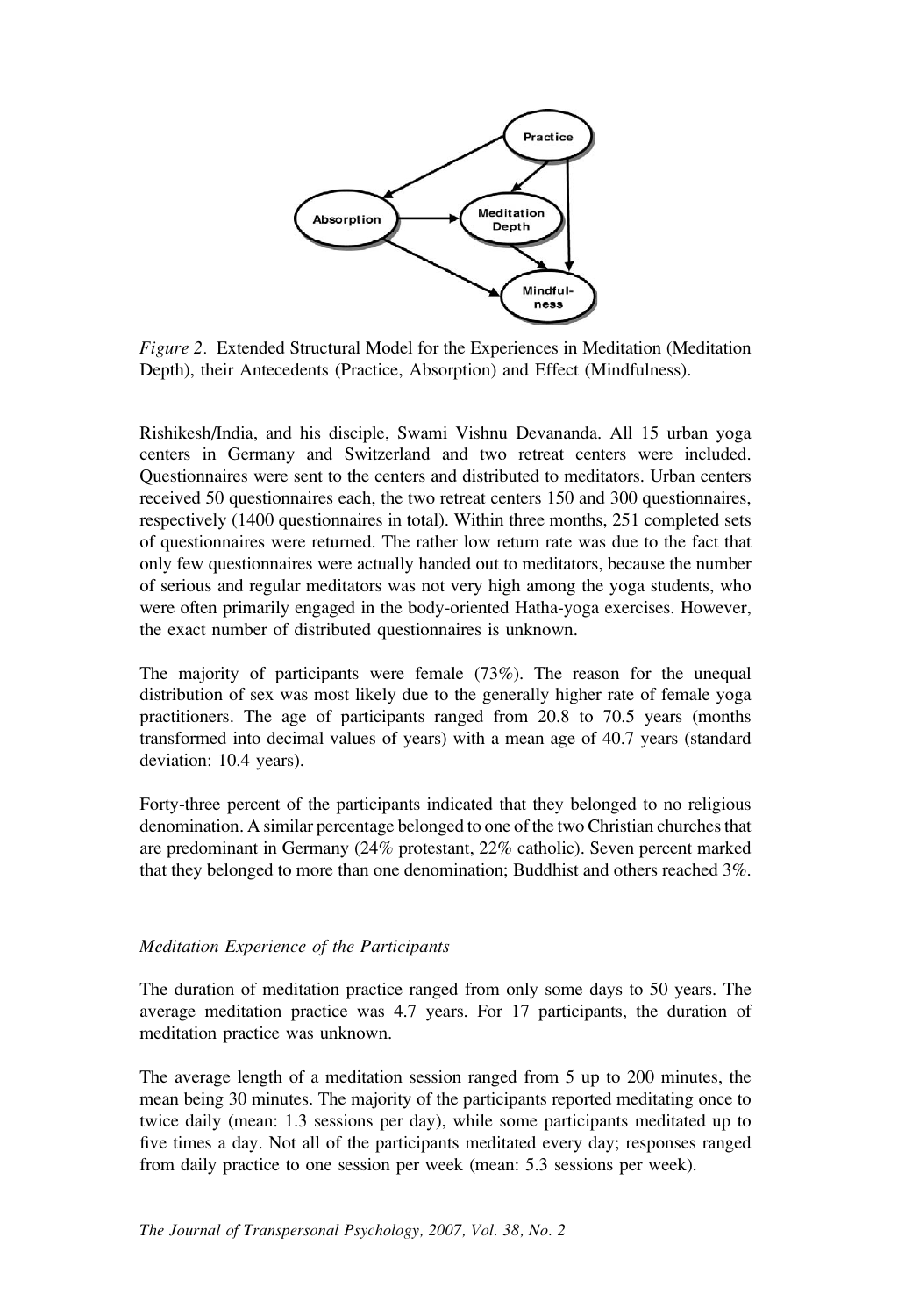*Figure 2*. Extended Structural Model for the Experiences in Meditation (Meditation Depth), their Antecedents (Practice, Absorption) and Effect (Mindfulness).

Rishikesh/India, and his disciple, Swami Vishnu Devananda. All 15 urban yoga centers in Germany and Switzerland and two retreat centers were included. Questionnaires were sent to the centers and distributed to meditators. Urban centers received 50 questionnaires each, the two retreat centers 150 and 300 questionnaires, respectively (1400 questionnaires in total). Within three months, 251 completed sets of questionnaires were returned. The rather low return rate was due to the fact that only few questionnaires were actually handed out to meditators, because the number of serious and regular meditators was not very high among the yoga students, who were often primarily engaged in the body-oriented Hatha-yoga exercises. However, the exact number of distributed questionnaires is unknown.

The majority of participants were female (73%). The reason for the unequal distribution of sex was most likely due to the generally higher rate of female yoga practitioners. The age of participants ranged from 20.8 to 70.5 years (months transformed into decimal values of years) with a mean age of 40.7 years (standard deviation: 10.4 years).

Forty-three percent of the participants indicated that they belonged to no religious denomination. A similar percentage belonged to one of the two Christian churches that are predominant in Germany (24% protestant, 22% catholic). Seven percent marked that they belonged to more than one denomination; Buddhist and others reached 3%.

### *Meditation Experience of the Participants*

The duration of meditation practice ranged from only some days to 50 years. The average meditation practice was 4.7 years. For 17 participants, the duration of meditation practice was unknown.

The average length of a meditation session ranged from 5 up to 200 minutes, the mean being 30 minutes. The majority of the participants reported meditating once to twice daily (mean: 1.3 sessions per day), while some participants meditated up to five times a day. Not all of the participants meditated every day; responses ranged from daily practice to one session per week (mean: 5.3 sessions per week).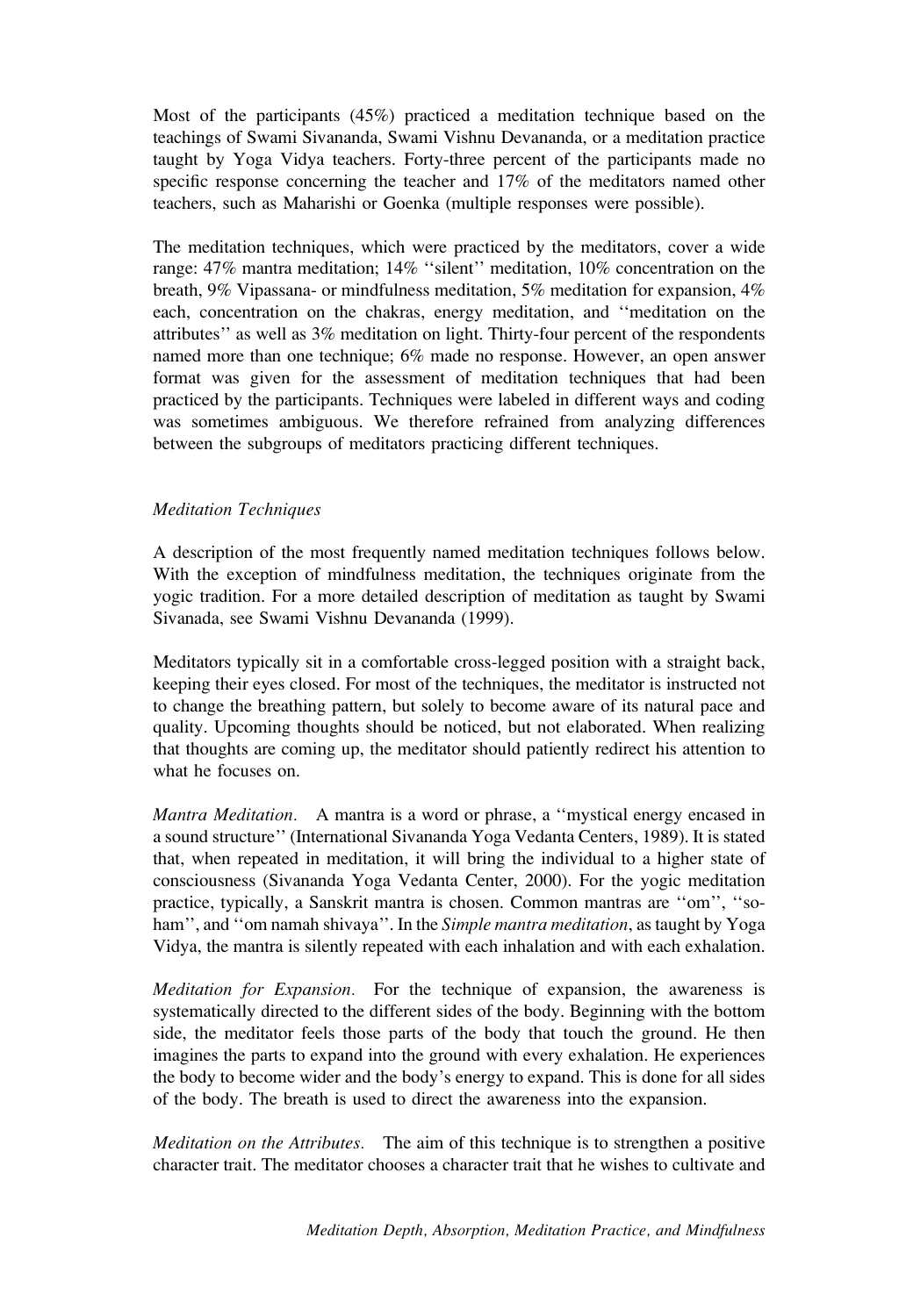Most of the participants (45%) practiced a meditation technique based on the teachings of Swami Sivananda, Swami Vishnu Devananda, or a meditation practice taught by Yoga Vidya teachers. Forty-three percent of the participants made no specific response concerning the teacher and 17% of the meditators named other teachers, such as Maharishi or Goenka (multiple responses were possible).

The meditation techniques, which were practiced by the meditators, cover a wide range: 47% mantra meditation; 14% ''silent'' meditation, 10% concentration on the breath, 9% Vipassana- or mindfulness meditation, 5% meditation for expansion, 4% each, concentration on the chakras, energy meditation, and ''meditation on the attributes'' as well as 3% meditation on light. Thirty-four percent of the respondents named more than one technique; 6% made no response. However, an open answer format was given for the assessment of meditation techniques that had been practiced by the participants. Techniques were labeled in different ways and coding was sometimes ambiguous. We therefore refrained from analyzing differences between the subgroups of meditators practicing different techniques.

### *Meditation Techniques*

A description of the most frequently named meditation techniques follows below. With the exception of mindfulness meditation, the techniques originate from the yogic tradition. For a more detailed description of meditation as taught by Swami Sivanada, see Swami Vishnu Devananda (1999).

Meditators typically sit in a comfortable cross-legged position with a straight back, keeping their eyes closed. For most of the techniques, the meditator is instructed not to change the breathing pattern, but solely to become aware of its natural pace and quality. Upcoming thoughts should be noticed, but not elaborated. When realizing that thoughts are coming up, the meditator should patiently redirect his attention to what he focuses on.

*Mantra Meditation.* A mantra is a word or phrase, a ''mystical energy encased in a sound structure'' (International Sivananda Yoga Vedanta Centers, 1989). It is stated that, when repeated in meditation, it will bring the individual to a higher state of consciousness (Sivananda Yoga Vedanta Center, 2000). For the yogic meditation practice, typically, a Sanskrit mantra is chosen. Common mantras are ''om'', ''so-ham'', and ''om namah shivaya''. In the *Simple mantra meditation*, as taught by Yoga Vidya, the mantra is silently repeated with each inhalation and with each exhalation.

*Meditation for Expansion.* For the technique of expansion, the awareness is systematically directed to the different sides of the body. Beginning with the bottom side, the meditator feels those parts of the body that touch the ground. He then imagines the parts to expand into the ground with every exhalation. He experiences the body to become wider and the body's energy to expand. This is done for all sides of the body. The breath is used to direct the awareness into the expansion.

*Meditation on the Attributes.* The aim of this technique is to strengthen a positive character trait. The meditator chooses a character trait that he wishes to cultivate and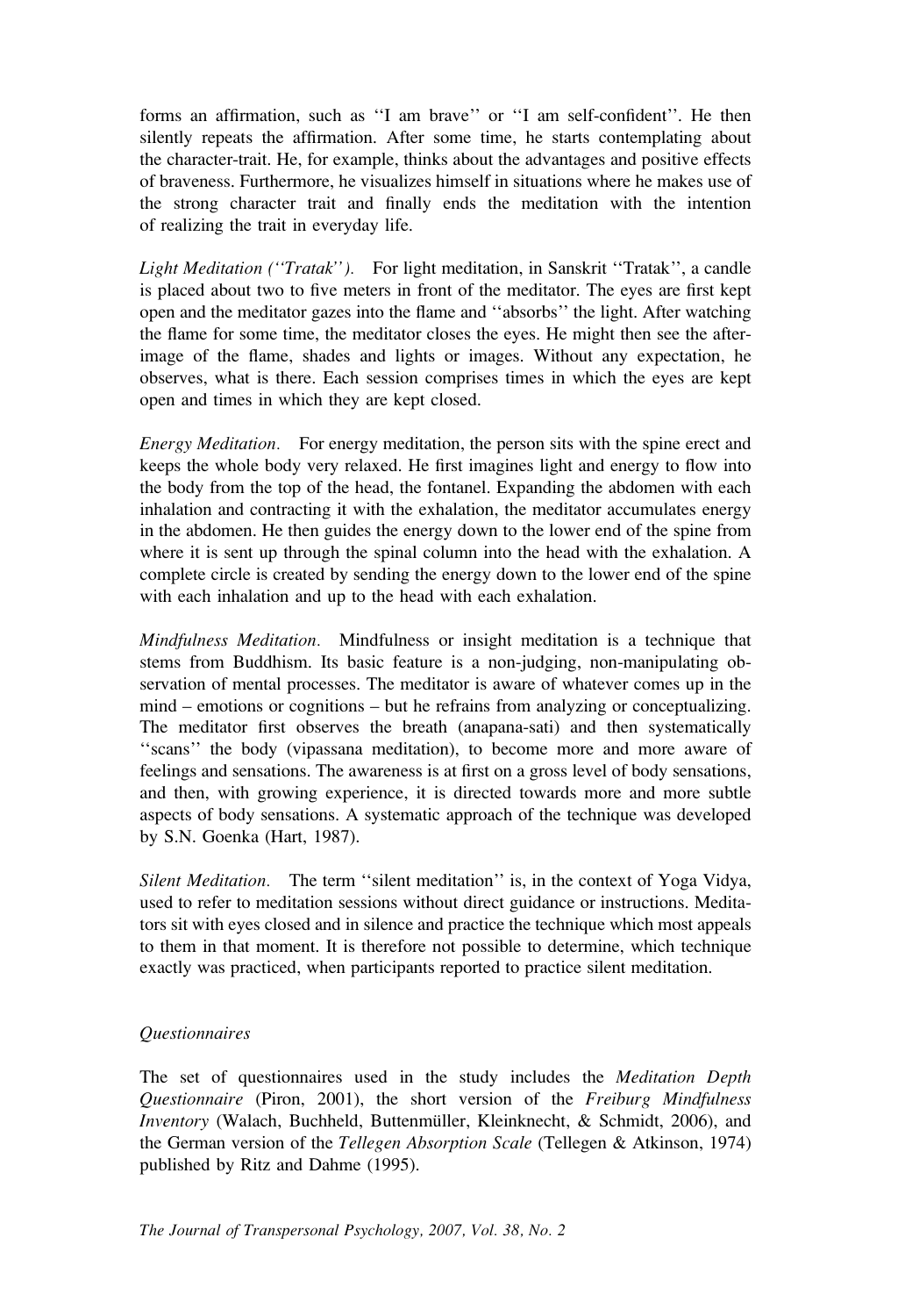forms an affirmation, such as ''I am brave'' or ''I am self-confident''. He then silently repeats the affirmation. After some time, he starts contemplating about the character-trait. He, for example, thinks about the advantages and positive effects of braveness. Furthermore, he visualizes himself in situations where he makes use of the strong character trait and finally ends the meditation with the intention of realizing the trait in everyday life.

*Light Meditation (''Tratak'').* For light meditation, in Sanskrit ''Tratak'', a candle is placed about two to five meters in front of the meditator. The eyes are first kept open and the meditator gazes into the flame and ''absorbs'' the light. After watching the flame for some time, the meditator closes the eyes. He might then see the after-image of the flame, shades and lights or images. Without any expectation, he observes, what is there. Each session comprises times in which the eyes are kept open and times in which they are kept closed.

*Energy Meditation.* For energy meditation, the person sits with the spine erect and keeps the whole body very relaxed. He first imagines light and energy to flow into the body from the top of the head, the fontanel. Expanding the abdomen with each inhalation and contracting it with the exhalation, the meditator accumulates energy in the abdomen. He then guides the energy down to the lower end of the spine from where it is sent up through the spinal column into the head with the exhalation. A complete circle is created by sending the energy down to the lower end of the spine with each inhalation and up to the head with each exhalation.

*Mindfulness Meditation.* Mindfulness or insight meditation is a technique that stems from Buddhism. Its basic feature is a non-judging, non-manipulating observation of mental processes. The meditator is aware of whatever comes up in the mind – emotions or cognitions – but he refrains from analyzing or conceptualizing. The meditator first observes the breath (anapana-sati) and then systematically ''scans'' the body (vipassana meditation), to become more and more aware of feelings and sensations. The awareness is at first on a gross level of body sensations, and then, with growing experience, it is directed towards more and more subtle aspects of body sensations. A systematic approach of the technique was developed by S.N. Goenka (Hart, 1987).

*Silent Meditation.* The term ''silent meditation'' is, in the context of Yoga Vidya, used to refer to meditation sessions without direct guidance or instructions. Meditators sit with eyes closed and in silence and practice the technique which most appeals to them in that moment. It is therefore not possible to determine, which technique exactly was practiced, when participants reported to practice silent meditation.

### *Questionnaires*

The set of questionnaires used in the study includes the *Meditation Depth Questionnaire* (Piron, 2001), the short version of the *Freiburg Mindfulness Inventory* (Walach, Buchheld, Buttenmüller, Kleinknecht, & Schmidt, 2006), and the German version of the *Tellegen Absorption Scale* (Tellegen & Atkinson, 1974) published by Ritz and Dahme (1995).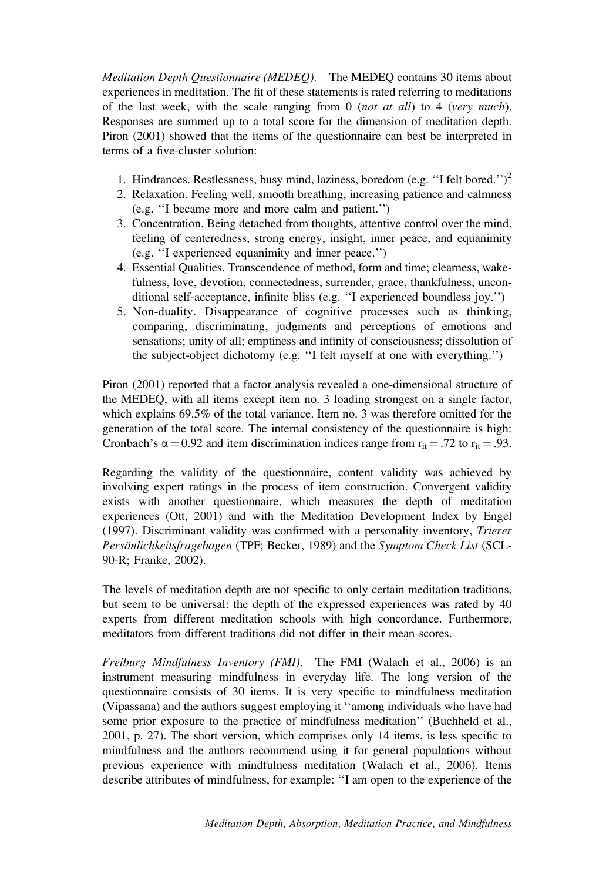*Meditation Depth Questionnaire (MEDEQ).* The MEDEQ contains 30 items about experiences in meditation. The fit of these statements is rated referring to meditations of the last week, with the scale ranging from 0 (*not at all*) to 4 (*very much*). Responses are summed up to a total score for the dimension of meditation depth. Piron (2001) showed that the items of the questionnaire can best be interpreted in terms of a five-cluster solution:

1. Hindrances. Restlessness, busy mind, laziness, boredom (e.g. ''I felt bored.'')[2]
2. Relaxation. Feeling well, smooth breathing, increasing patience and calmness (e.g. ''I became more and more calm and patient.'')
3. Concentration. Being detached from thoughts, attentive control over the mind, feeling of centeredness, strong energy, insight, inner peace, and equanimity (e.g. ''I experienced equanimity and inner peace.'')
4. Essential Qualities. Transcendence of method, form and time; clearness, wakefulness, love, devotion, connectedness, surrender, grace, thankfulness, unconditional self-acceptance, infinite bliss (e.g. ''I experienced boundless joy.'')
5. Non-duality. Disappearance of cognitive processes such as thinking, comparing, discriminating, judgments and perceptions of emotions and sensations; unity of all; emptiness and infinity of consciousness; dissolution of the subject-object dichotomy (e.g. ''I felt myself at one with everything.'')

Piron (2001) reported that a factor analysis revealed a one-dimensional structure of the MEDEQ, with all items except item no. 3 loading strongest on a single factor, which explains 69.5% of the total variance. Item no. 3 was therefore omitted for the generation of the total score. The internal consistency of the questionnaire is high: Cronbach's $\alpha = 0.92$ and item discrimination indices range from $r_{it} = .72$ to $r_{it} = .93$.

Regarding the validity of the questionnaire, content validity was achieved by involving expert ratings in the process of item construction. Convergent validity exists with another questionnaire, which measures the depth of meditation experiences (Ott, 2001) and with the Meditation Development Index by Engel (1997). Discriminant validity was confirmed with a personality inventory, *Trierer Persönlichkeitsfragebogen* (TPF; Becker, 1989) and the *Symptom Check List* (SCL-90-R; Franke, 2002).

The levels of meditation depth are not specific to only certain meditation traditions, but seem to be universal: the depth of the expressed experiences was rated by 40 experts from different meditation schools with high concordance. Furthermore, meditators from different traditions did not differ in their mean scores.

*Freiburg Mindfulness Inventory (FMI).* The FMI (Walach et al., 2006) is an instrument measuring mindfulness in everyday life. The long version of the questionnaire consists of 30 items. It is very specific to mindfulness meditation (Vipassana) and the authors suggest employing it ''among individuals who have had some prior exposure to the practice of mindfulness meditation'' (Buchheld et al., 2001, p. 27). The short version, which comprises only 14 items, is less specific to mindfulness and the authors recommend using it for general populations without previous experience with mindfulness meditation (Walach et al., 2006). Items describe attributes of mindfulness, for example: ''I am open to the experience of the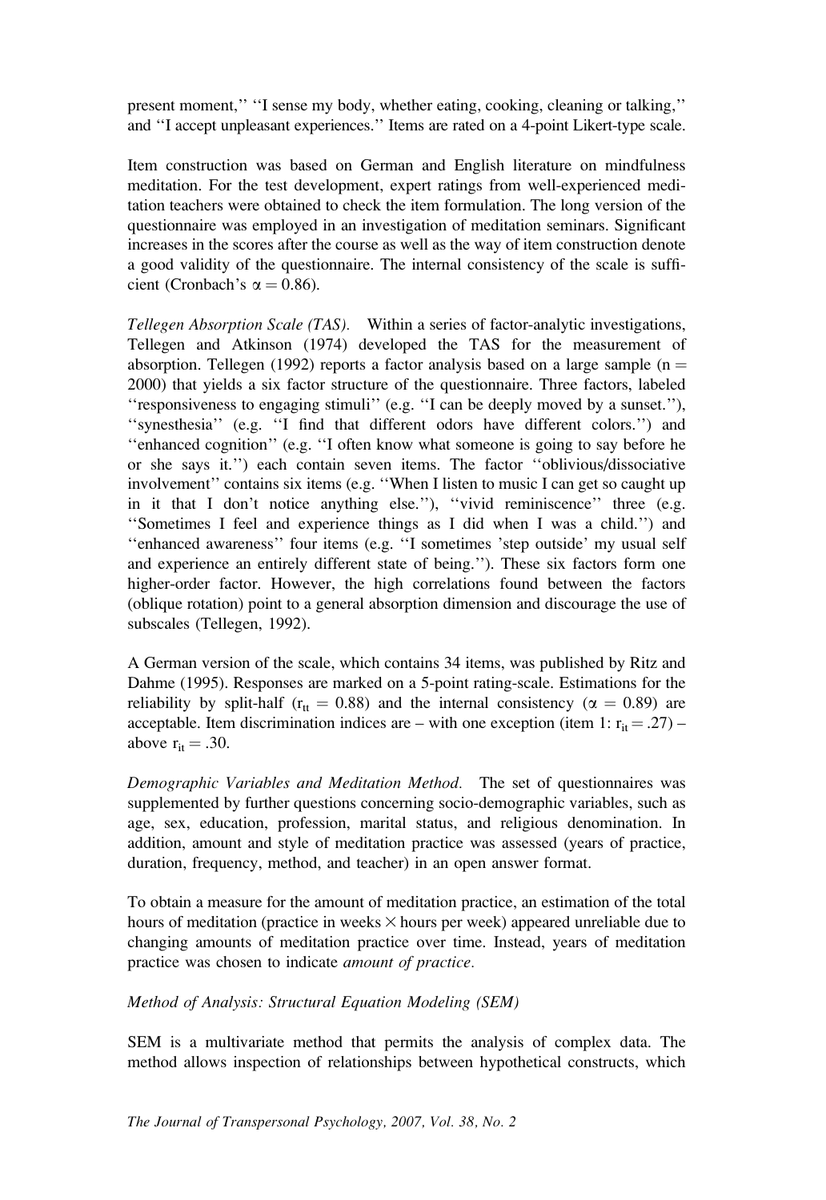present moment,'' ''I sense my body, whether eating, cooking, cleaning or talking,'' and ''I accept unpleasant experiences.'' Items are rated on a 4-point Likert-type scale.

Item construction was based on German and English literature on mindfulness meditation. For the test development, expert ratings from well-experienced meditation teachers were obtained to check the item formulation. The long version of the questionnaire was employed in an investigation of meditation seminars. Significant increases in the scores after the course as well as the way of item construction denote a good validity of the questionnaire. The internal consistency of the scale is sufficient (Cronbach's $\alpha = 0.86$).

*Tellegen Absorption Scale (TAS).* Within a series of factor-analytic investigations, Tellegen and Atkinson (1974) developed the TAS for the measurement of absorption. Tellegen (1992) reports a factor analysis based on a large sample ($n = 2000$) that yields a six factor structure of the questionnaire. Three factors, labeled ''responsiveness to engaging stimuli'' (e.g. ''I can be deeply moved by a sunset.''), ''synesthesia'' (e.g. ''I find that different odors have different colors.'') and ''enhanced cognition'' (e.g. ''I often know what someone is going to say before he or she says it.'') each contain seven items. The factor ''oblivious/dissociative involvement'' contains six items (e.g. ''When I listen to music I can get so caught up in it that I don't notice anything else.''), ''vivid reminiscence'' three (e.g. ''Sometimes I feel and experience things as I did when I was a child.'') and ''enhanced awareness'' four items (e.g. ''I sometimes 'step outside' my usual self and experience an entirely different state of being.''). These six factors form one higher-order factor. However, the high correlations found between the factors (oblique rotation) point to a general absorption dimension and discourage the use of subscales (Tellegen, 1992).

A German version of the scale, which contains 34 items, was published by Ritz and Dahme (1995). Responses are marked on a 5-point rating-scale. Estimations for the reliability by split-half ($r_{tt} = 0.88$) and the internal consistency ($\alpha = 0.89$) are acceptable. Item discrimination indices are – with one exception (item 1: $r_{it} = .27$) – above $r_{it} = .30$.

*Demographic Variables and Meditation Method.* The set of questionnaires was supplemented by further questions concerning socio-demographic variables, such as age, sex, education, profession, marital status, and religious denomination. In addition, amount and style of meditation practice was assessed (years of practice, duration, frequency, method, and teacher) in an open answer format.

To obtain a measure for the amount of meditation practice, an estimation of the total hours of meditation (practice in weeks $\times$ hours per week) appeared unreliable due to changing amounts of meditation practice over time. Instead, years of meditation practice was chosen to indicate *amount of practice.*

*Method of Analysis: Structural Equation Modeling (SEM)*

SEM is a multivariate method that permits the analysis of complex data. The method allows inspection of relationships between hypothetical constructs, which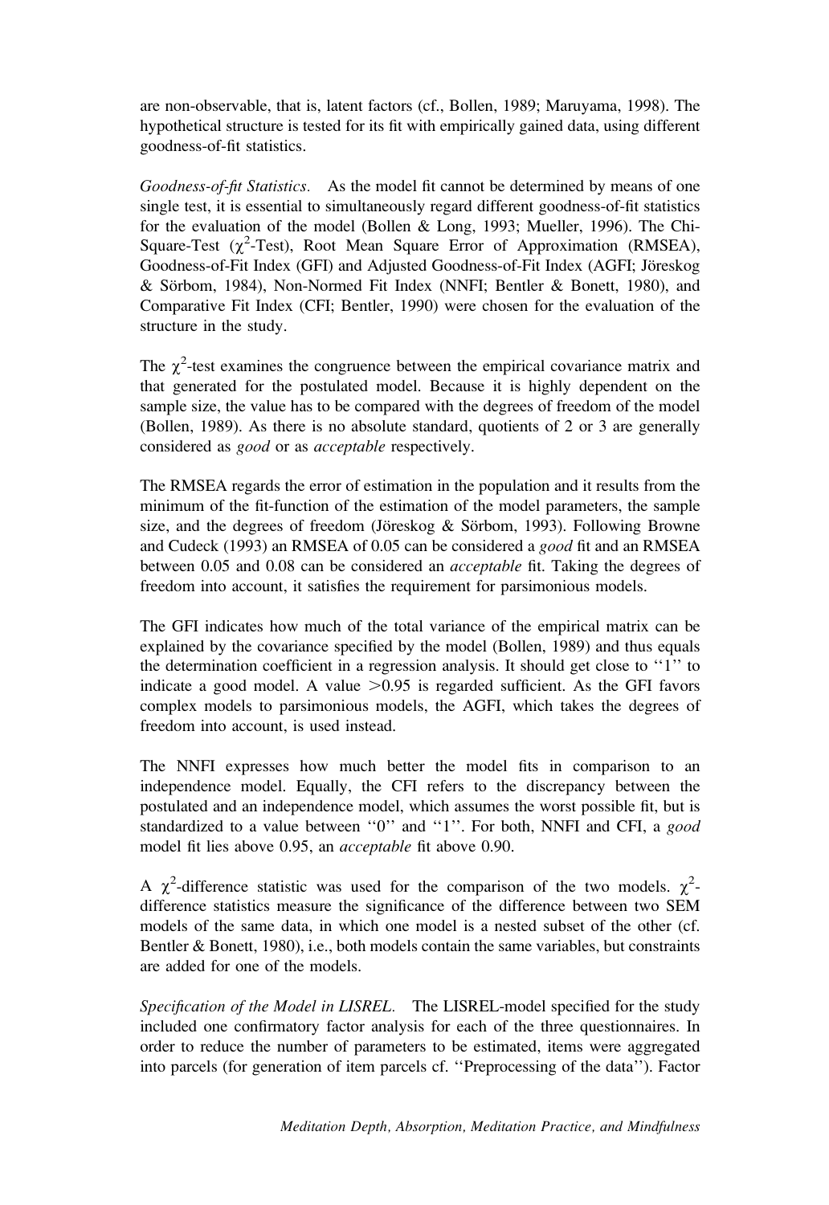are non-observable, that is, latent factors (cf., Bollen, 1989; Maruyama, 1998). The hypothetical structure is tested for its fit with empirically gained data, using different goodness-of-fit statistics.

*Goodness-of-fit Statistics.* As the model fit cannot be determined by means of one single test, it is essential to simultaneously regard different goodness-of-fit statistics for the evaluation of the model (Bollen & Long, 1993; Mueller, 1996). The Chi-Square-Test ($\chi^2$-Test), Root Mean Square Error of Approximation (RMSEA), Goodness-of-Fit Index (GFI) and Adjusted Goodness-of-Fit Index (AGFI; Jöreskog & Sörbom, 1984), Non-Normed Fit Index (NNFI; Bentler & Bonett, 1980), and Comparative Fit Index (CFI; Bentler, 1990) were chosen for the evaluation of the structure in the study.

The $\chi^2$-test examines the congruence between the empirical covariance matrix and that generated for the postulated model. Because it is highly dependent on the sample size, the value has to be compared with the degrees of freedom of the model (Bollen, 1989). As there is no absolute standard, quotients of 2 or 3 are generally considered as *good* or as *acceptable* respectively.

The RMSEA regards the error of estimation in the population and it results from the minimum of the fit-function of the estimation of the model parameters, the sample size, and the degrees of freedom (Jöreskog & Sörbom, 1993). Following Browne and Cudeck (1993) an RMSEA of 0.05 can be considered a *good* fit and an RMSEA between 0.05 and 0.08 can be considered an *acceptable* fit. Taking the degrees of freedom into account, it satisfies the requirement for parsimonious models.

The GFI indicates how much of the total variance of the empirical matrix can be explained by the covariance specified by the model (Bollen, 1989) and thus equals the determination coefficient in a regression analysis. It should get close to ''1'' to indicate a good model. A value $>0.95$ is regarded sufficient. As the GFI favors complex models to parsimonious models, the AGFI, which takes the degrees of freedom into account, is used instead.

The NNFI expresses how much better the model fits in comparison to an independence model. Equally, the CFI refers to the discrepancy between the postulated and an independence model, which assumes the worst possible fit, but is standardized to a value between ''0'' and ''1''. For both, NNFI and CFI, a *good* model fit lies above 0.95, an *acceptable* fit above 0.90.

A $\chi^2$-difference statistic was used for the comparison of the two models. $\chi^2$-difference statistics measure the significance of the difference between two SEM models of the same data, in which one model is a nested subset of the other (cf. Bentler & Bonett, 1980), i.e., both models contain the same variables, but constraints are added for one of the models.

*Specification of the Model in LISREL.* The LISREL-model specified for the study included one confirmatory factor analysis for each of the three questionnaires. In order to reduce the number of parameters to be estimated, items were aggregated into parcels (for generation of item parcels cf. ''Preprocessing of the data''). Factor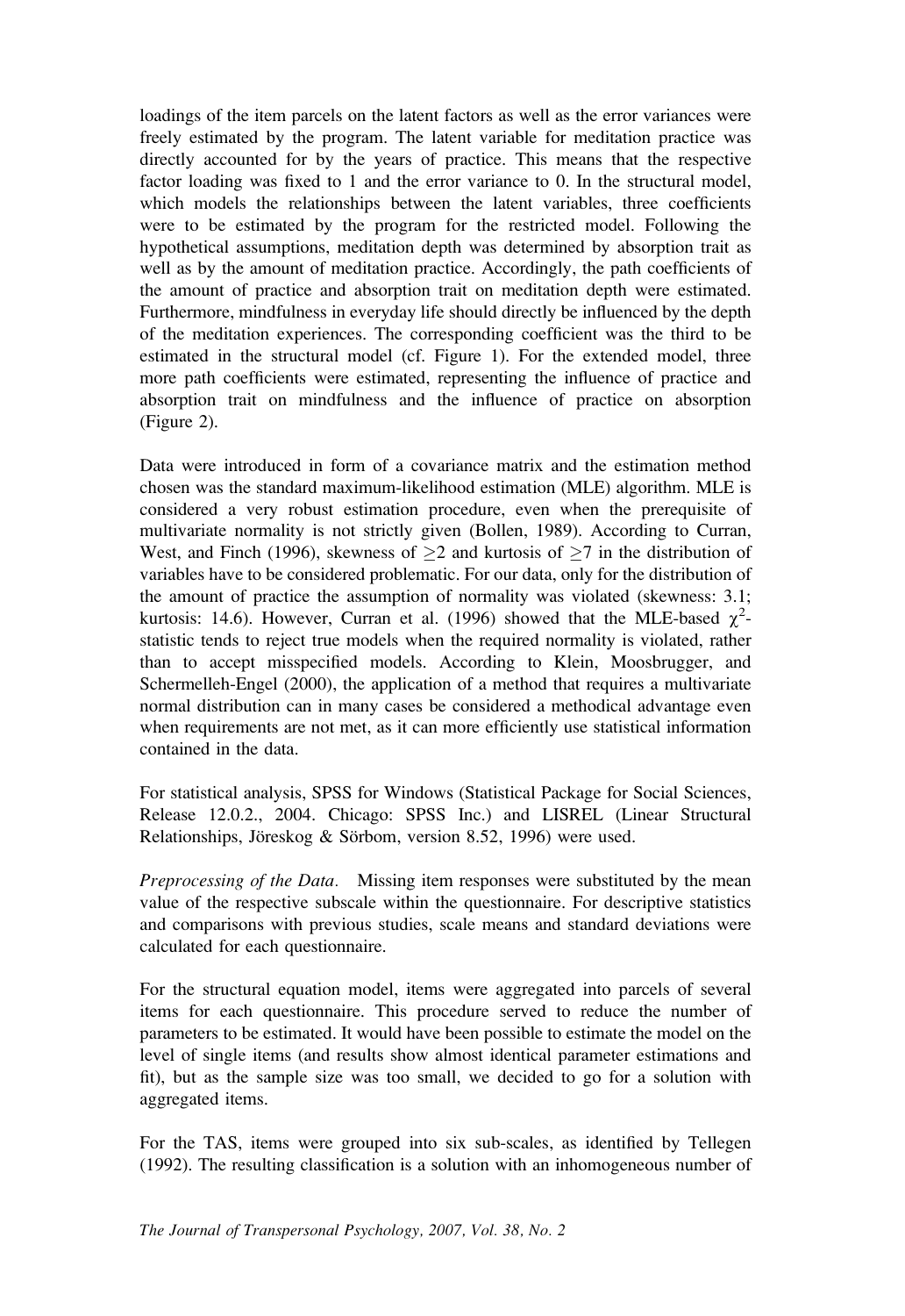loadings of the item parcels on the latent factors as well as the error variances were freely estimated by the program. The latent variable for meditation practice was directly accounted for by the years of practice. This means that the respective factor loading was fixed to 1 and the error variance to 0. In the structural model, which models the relationships between the latent variables, three coefficients were to be estimated by the program for the restricted model. Following the hypothetical assumptions, meditation depth was determined by absorption trait as well as by the amount of meditation practice. Accordingly, the path coefficients of the amount of practice and absorption trait on meditation depth were estimated. Furthermore, mindfulness in everyday life should directly be influenced by the depth of the meditation experiences. The corresponding coefficient was the third to be estimated in the structural model (cf. Figure 1). For the extended model, three more path coefficients were estimated, representing the influence of practice and absorption trait on mindfulness and the influence of practice on absorption (Figure 2).

Data were introduced in form of a covariance matrix and the estimation method chosen was the standard maximum-likelihood estimation (MLE) algorithm. MLE is considered a very robust estimation procedure, even when the prerequisite of multivariate normality is not strictly given (Bollen, 1989). According to Curran, West, and Finch (1996), skewness of $\geq 2$ and kurtosis of $\geq 7$ in the distribution of variables have to be considered problematic. For our data, only for the distribution of the amount of practice the assumption of normality was violated (skewness: 3.1; kurtosis: 14.6). However, Curran et al. (1996) showed that the MLE-based $\chi^2$-statistic tends to reject true models when the required normality is violated, rather than to accept misspecified models. According to Klein, Moosbrugger, and Schermelleh-Engel (2000), the application of a method that requires a multivariate normal distribution can in many cases be considered a methodical advantage even when requirements are not met, as it can more efficiently use statistical information contained in the data.

For statistical analysis, SPSS for Windows (Statistical Package for Social Sciences, Release 12.0.2., 2004. Chicago: SPSS Inc.) and LISREL (Linear Structural Relationships, Jöreskog & Sörbom, version 8.52, 1996) were used.

*Preprocessing of the Data.* Missing item responses were substituted by the mean value of the respective subscale within the questionnaire. For descriptive statistics and comparisons with previous studies, scale means and standard deviations were calculated for each questionnaire.

For the structural equation model, items were aggregated into parcels of several items for each questionnaire. This procedure served to reduce the number of parameters to be estimated. It would have been possible to estimate the model on the level of single items (and results show almost identical parameter estimations and fit), but as the sample size was too small, we decided to go for a solution with aggregated items.

For the TAS, items were grouped into six sub-scales, as identified by Tellegen (1992). The resulting classification is a solution with an inhomogeneous number of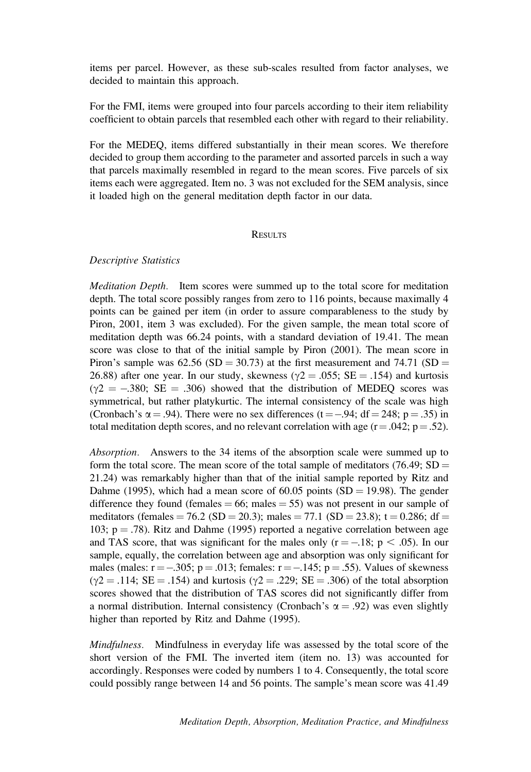items per parcel. However, as these sub-scales resulted from factor analyses, we decided to maintain this approach.

For the FMI, items were grouped into four parcels according to their item reliability coefficient to obtain parcels that resembled each other with regard to their reliability.

For the MEDEQ, items differed substantially in their mean scores. We therefore decided to group them according to the parameter and assorted parcels in such a way that parcels maximally resembled in regard to the mean scores. Five parcels of six items each were aggregated. Item no. 3 was not excluded for the SEM analysis, since it loaded high on the general meditation depth factor in our data.

## Results

### *Descriptive Statistics*

*Meditation Depth.* Item scores were summed up to the total score for meditation depth. The total score possibly ranges from zero to 116 points, because maximally 4 points can be gained per item (in order to assure comparableness to the study by Piron, 2001, item 3 was excluded). For the given sample, the mean total score of meditation depth was 66.24 points, with a standard deviation of 19.41. The mean score was close to that of the initial sample by Piron (2001). The mean score in Piron's sample was 62.56 (SD = 30.73) at the first measurement and 74.71 (SD = 26.88) after one year. In our study, skewness ($\gamma 2 = .055$; SE = .154) and kurtosis ($\gamma 2 = -.380$; SE = .306) showed that the distribution of MEDEQ scores was symmetrical, but rather platykurtic. The internal consistency of the scale was high (Cronbach's $\alpha = .94$). There were no sex differences ($t = -.94$; $df = 248$; $p = .35$) in total meditation depth scores, and no relevant correlation with age ($r = .042$; $p = .52$).

*Absorption.* Answers to the 34 items of the absorption scale were summed up to form the total score. The mean score of the total sample of meditators (76.49; SD = 21.24) was remarkably higher than that of the initial sample reported by Ritz and Dahme (1995), which had a mean score of 60.05 points (SD = 19.98). The gender difference they found (females = 66; males = 55) was not present in our sample of meditators (females = 76.2 (SD = 20.3); males = 77.1 (SD = 23.8); $t = 0.286$; $df = 103$; $p = .78$). Ritz and Dahme (1995) reported a negative correlation between age and TAS score, that was significant for the males only ($r = -.18$; $p < .05$). In our sample, equally, the correlation between age and absorption was only significant for males (males: $r = -.305$; $p = .013$; females: $r = -.145$; $p = .55$). Values of skewness ($\gamma 2 = .114$; SE = .154) and kurtosis ($\gamma 2 = .229$; SE = .306) of the total absorption scores showed that the distribution of TAS scores did not significantly differ from a normal distribution. Internal consistency (Cronbach's $\alpha = .92$) was even slightly higher than reported by Ritz and Dahme (1995).

*Mindfulness.* Mindfulness in everyday life was assessed by the total score of the short version of the FMI. The inverted item (item no. 13) was accounted for accordingly. Responses were coded by numbers 1 to 4. Consequently, the total score could possibly range between 14 and 56 points. The sample's mean score was 41.49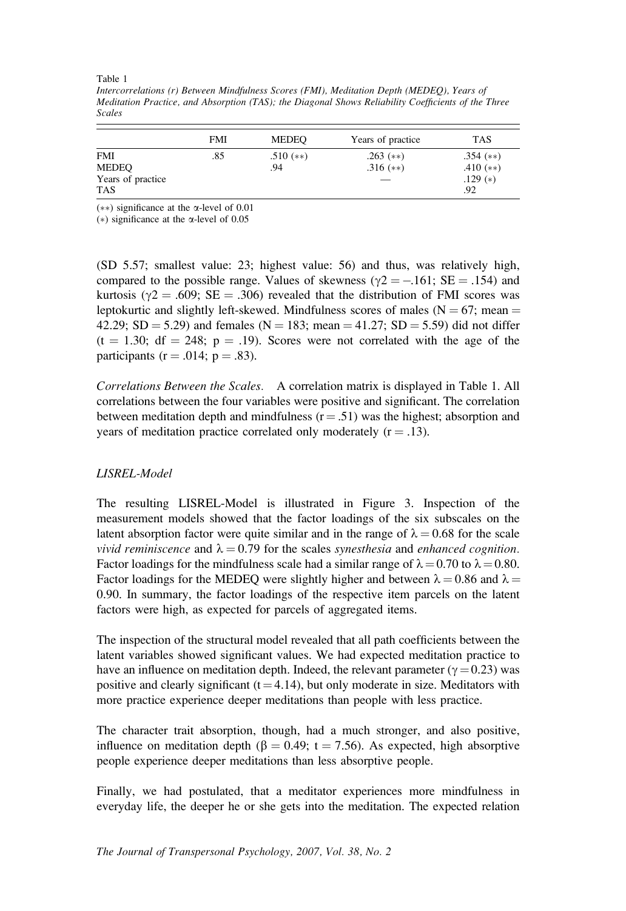Table 1

*Intercorrelations (r) Between Mindfulness Scores (FMI), Meditation Depth (MEDEQ), Years of Meditation Practice, and Absorption (TAS); the Diagonal Shows Reliability Coefficients of the Three Scales*

| | FMI | MEDEQ | Years of practice | TAS |
|---|---|---|---|---|
| FMI | .85 | .510 (**) | .263 (**) | .354 (**) |
| MEDEQ | | .94 | .316 (**) | .410 (**) |
| Years of practice | | | — | .129 (*) |
| TAS | | | | .92 |

(**) significance at the α-level of 0.01

(*) significance at the α-level of 0.05

(SD 5.57; smallest value: 23; highest value: 56) and thus, was relatively high, compared to the possible range. Values of skewness ($\gamma 2 = -.161$; SE $= .154$) and kurtosis ($\gamma 2 = .609$; SE $= .306$) revealed that the distribution of FMI scores was leptokurtic and slightly left-skewed. Mindfulness scores of males (N $= 67$; mean $=$ 42.29; SD $= 5.29$) and females (N $= 183$; mean $= 41.27$; SD $= 5.59$) did not differ ($t = 1.30$; df $= 248$; $p = .19$). Scores were not correlated with the age of the participants ($r = .014$; $p = .83$).

*Correlations Between the Scales.* A correlation matrix is displayed in Table 1. All correlations between the four variables were positive and significant. The correlation between meditation depth and mindfulness ($r = .51$) was the highest; absorption and years of meditation practice correlated only moderately ($r = .13$).

### *LISREL-Model*

The resulting LISREL-Model is illustrated in Figure 3. Inspection of the measurement models showed that the factor loadings of the six subscales on the latent absorption factor were quite similar and in the range of $\lambda = 0.68$ for the scale *vivid reminiscence* and $\lambda = 0.79$ for the scales *synesthesia* and *enhanced cognition*. Factor loadings for the mindfulness scale had a similar range of $\lambda = 0.70$ to $\lambda = 0.80$. Factor loadings for the MEDEQ were slightly higher and between $\lambda = 0.86$ and $\lambda =$ 0.90. In summary, the factor loadings of the respective item parcels on the latent factors were high, as expected for parcels of aggregated items.

The inspection of the structural model revealed that all path coefficients between the latent variables showed significant values. We had expected meditation practice to have an influence on meditation depth. Indeed, the relevant parameter ($\gamma = 0.23$) was positive and clearly significant ($t = 4.14$), but only moderate in size. Meditators with more practice experience deeper meditations than people with less practice.

The character trait absorption, though, had a much stronger, and also positive, influence on meditation depth ($\beta = 0.49$; $t = 7.56$). As expected, high absorptive people experience deeper meditations than less absorptive people.

Finally, we had postulated, that a meditator experiences more mindfulness in everyday life, the deeper he or she gets into the meditation. The expected relation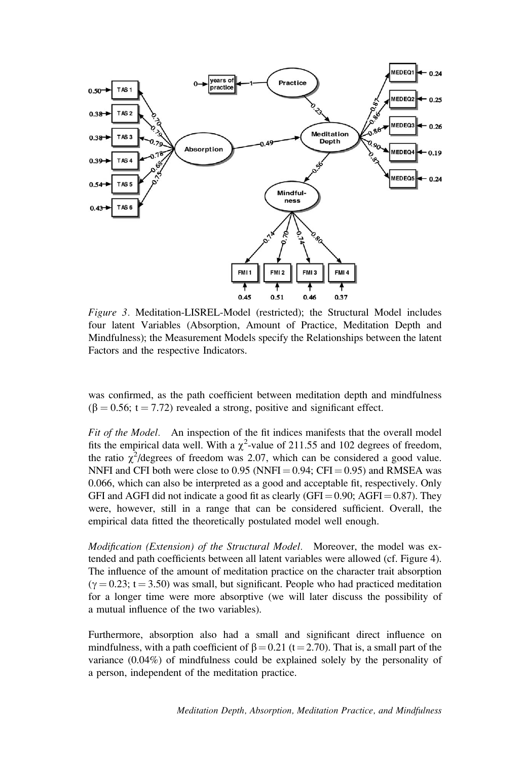*Figure 3*. Meditation-LISREL-Model (restricted); the Structural Model includes four latent Variables (Absorption, Amount of Practice, Meditation Depth and Mindfulness); the Measurement Models specify the Relationships between the latent Factors and the respective Indicators.

was confirmed, as the path coefficient between meditation depth and mindfulness ($\beta = 0.56$; $t = 7.72$) revealed a strong, positive and significant effect.

*Fit of the Model*. An inspection of the fit indices manifests that the overall model fits the empirical data well. With a $\chi^2$-value of 211.55 and 102 degrees of freedom, the ratio $\chi^2$/degrees of freedom was 2.07, which can be considered a good value. NNFI and CFI both were close to 0.95 (NNFI = 0.94; CFI = 0.95) and RMSEA was 0.066, which can also be interpreted as a good and acceptable fit, respectively. Only GFI and AGFI did not indicate a good fit as clearly (GFI = 0.90; AGFI = 0.87). They were, however, still in a range that can be considered sufficient. Overall, the empirical data fitted the theoretically postulated model well enough.

*Modification (Extension) of the Structural Model*. Moreover, the model was extended and path coefficients between all latent variables were allowed (cf. Figure 4). The influence of the amount of meditation practice on the character trait absorption ($\gamma = 0.23$; $t = 3.50$) was small, but significant. People who had practiced meditation for a longer time were more absorptive (we will later discuss the possibility of a mutual influence of the two variables).

Furthermore, absorption also had a small and significant direct influence on mindfulness, with a path coefficient of $\beta = 0.21$ ($t = 2.70$). That is, a small part of the variance (0.04%) of mindfulness could be explained solely by the personality of a person, independent of the meditation practice.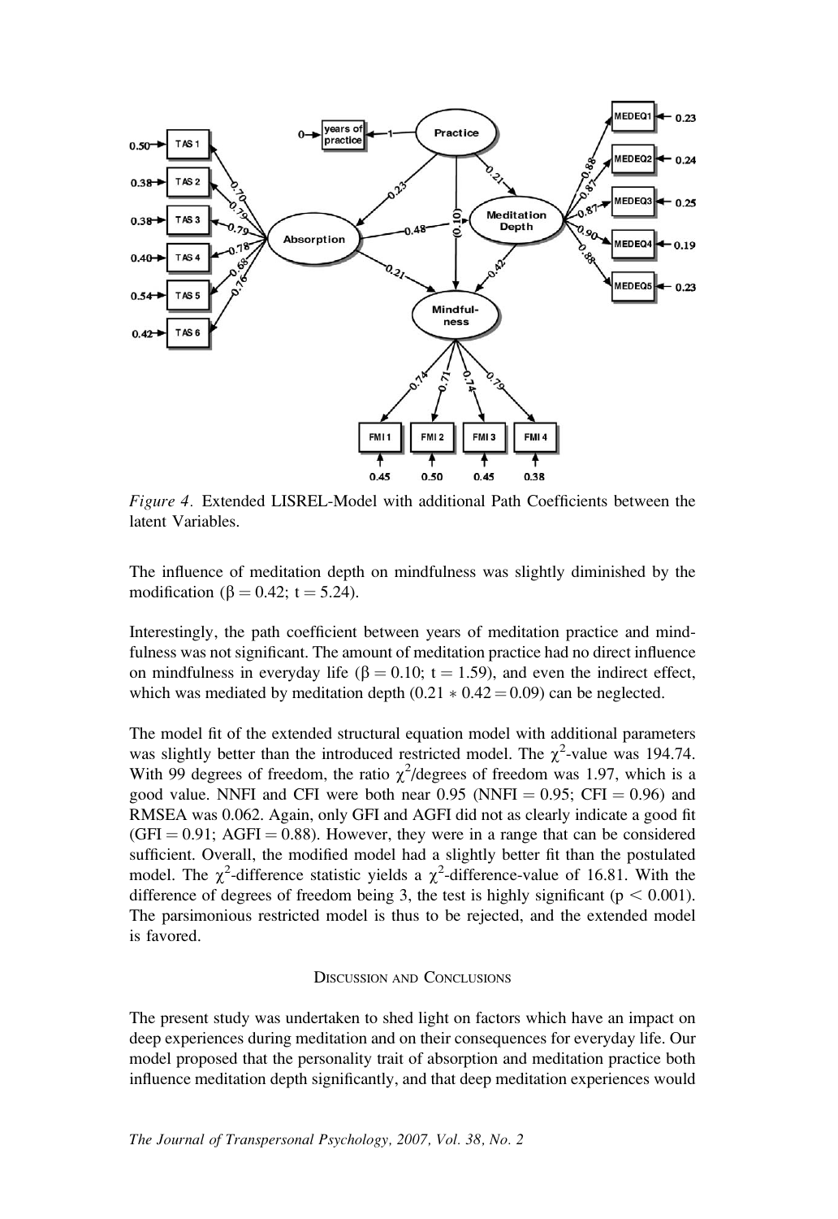*Figure 4.* Extended LISREL-Model with additional Path Coefficients between the latent Variables.

The influence of meditation depth on mindfulness was slightly diminished by the modification ($\beta = 0.42$; $t = 5.24$).

Interestingly, the path coefficient between years of meditation practice and mindfulness was not significant. The amount of meditation practice had no direct influence on mindfulness in everyday life ($\beta = 0.10$; $t = 1.59$), and even the indirect effect, which was mediated by meditation depth ($0.21 * 0.42 = 0.09$) can be neglected.

The model fit of the extended structural equation model with additional parameters was slightly better than the introduced restricted model. The $\chi^2$-value was 194.74. With 99 degrees of freedom, the ratio $\chi^2$/degrees of freedom was 1.97, which is a good value. NNFI and CFI were both near 0.95 (NNFI = 0.95; CFI = 0.96) and RMSEA was 0.062. Again, only GFI and AGFI did not as clearly indicate a good fit (GFI = 0.91; AGFI = 0.88). However, they were in a range that can be considered sufficient. Overall, the modified model had a slightly better fit than the postulated model. The $\chi^2$-difference statistic yields a $\chi^2$-difference-value of 16.81. With the difference of degrees of freedom being 3, the test is highly significant ($p < 0.001$). The parsimonious restricted model is thus to be rejected, and the extended model is favored.

## Discussion and Conclusions

The present study was undertaken to shed light on factors which have an impact on deep experiences during meditation and on their consequences for everyday life. Our model proposed that the personality trait of absorption and meditation practice both influence meditation depth significantly, and that deep meditation experiences would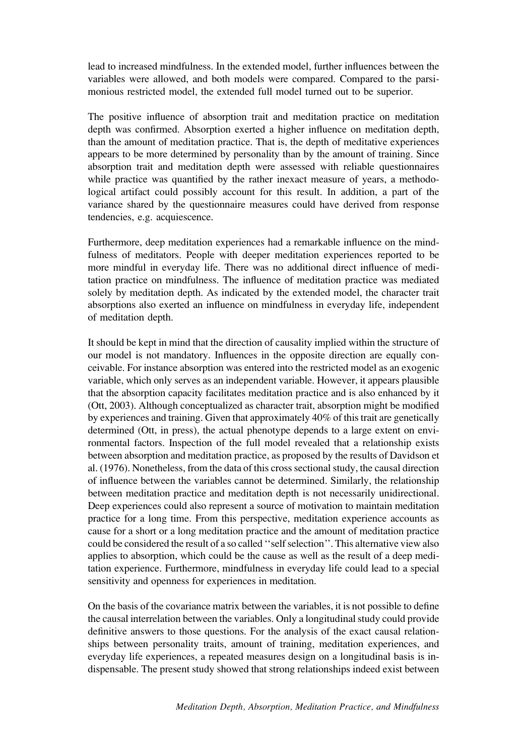lead to increased mindfulness. In the extended model, further influences between the variables were allowed, and both models were compared. Compared to the parsimonious restricted model, the extended full model turned out to be superior.

The positive influence of absorption trait and meditation practice on meditation depth was confirmed. Absorption exerted a higher influence on meditation depth, than the amount of meditation practice. That is, the depth of meditative experiences appears to be more determined by personality than by the amount of training. Since absorption trait and meditation depth were assessed with reliable questionnaires while practice was quantified by the rather inexact measure of years, a methodological artifact could possibly account for this result. In addition, a part of the variance shared by the questionnaire measures could have derived from response tendencies, e.g. acquiescence.

Furthermore, deep meditation experiences had a remarkable influence on the mindfulness of meditators. People with deeper meditation experiences reported to be more mindful in everyday life. There was no additional direct influence of meditation practice on mindfulness. The influence of meditation practice was mediated solely by meditation depth. As indicated by the extended model, the character trait absorptions also exerted an influence on mindfulness in everyday life, independent of meditation depth.

It should be kept in mind that the direction of causality implied within the structure of our model is not mandatory. Influences in the opposite direction are equally conceivable. For instance absorption was entered into the restricted model as an exogenic variable, which only serves as an independent variable. However, it appears plausible that the absorption capacity facilitates meditation practice and is also enhanced by it (Ott, 2003). Although conceptualized as character trait, absorption might be modified by experiences and training. Given that approximately 40% of this trait are genetically determined (Ott, in press), the actual phenotype depends to a large extent on environmental factors. Inspection of the full model revealed that a relationship exists between absorption and meditation practice, as proposed by the results of Davidson et al. (1976). Nonetheless, from the data of this cross sectional study, the causal direction of influence between the variables cannot be determined. Similarly, the relationship between meditation practice and meditation depth is not necessarily unidirectional. Deep experiences could also represent a source of motivation to maintain meditation practice for a long time. From this perspective, meditation experience accounts as cause for a short or a long meditation practice and the amount of meditation practice could be considered the result of a so called ''self selection''. This alternative view also applies to absorption, which could be the cause as well as the result of a deep meditation experience. Furthermore, mindfulness in everyday life could lead to a special sensitivity and openness for experiences in meditation.

On the basis of the covariance matrix between the variables, it is not possible to define the causal interrelation between the variables. Only a longitudinal study could provide definitive answers to those questions. For the analysis of the exact causal relationships between personality traits, amount of training, meditation experiences, and everyday life experiences, a repeated measures design on a longitudinal basis is indispensable. The present study showed that strong relationships indeed exist between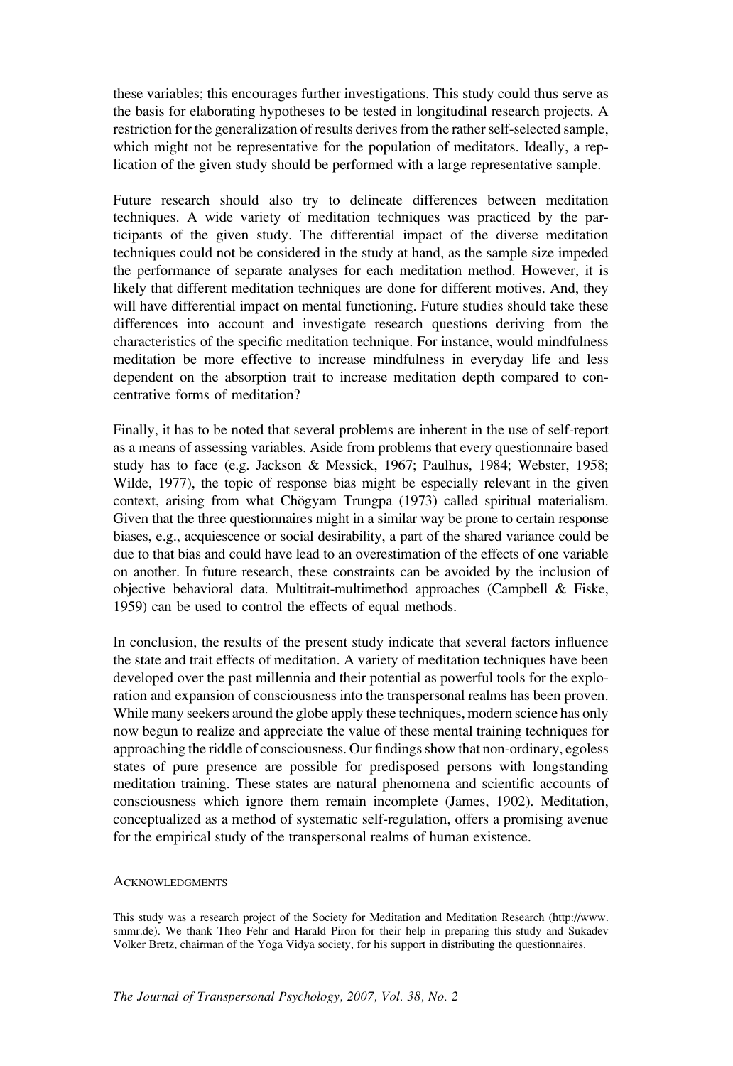these variables; this encourages further investigations. This study could thus serve as the basis for elaborating hypotheses to be tested in longitudinal research projects. A restriction for the generalization of results derives from the rather self-selected sample, which might not be representative for the population of meditators. Ideally, a replication of the given study should be performed with a large representative sample.

Future research should also try to delineate differences between meditation techniques. A wide variety of meditation techniques was practiced by the participants of the given study. The differential impact of the diverse meditation techniques could not be considered in the study at hand, as the sample size impeded the performance of separate analyses for each meditation method. However, it is likely that different meditation techniques are done for different motives. And, they will have differential impact on mental functioning. Future studies should take these differences into account and investigate research questions deriving from the characteristics of the specific meditation technique. For instance, would mindfulness meditation be more effective to increase mindfulness in everyday life and less dependent on the absorption trait to increase meditation depth compared to concentrative forms of meditation?

Finally, it has to be noted that several problems are inherent in the use of self-report as a means of assessing variables. Aside from problems that every questionnaire based study has to face (e.g. Jackson & Messick, 1967; Paulhus, 1984; Webster, 1958; Wilde, 1977), the topic of response bias might be especially relevant in the given context, arising from what Chögyam Trungpa (1973) called spiritual materialism. Given that the three questionnaires might in a similar way be prone to certain response biases, e.g., acquiescence or social desirability, a part of the shared variance could be due to that bias and could have lead to an overestimation of the effects of one variable on another. In future research, these constraints can be avoided by the inclusion of objective behavioral data. Multitrait-multimethod approaches (Campbell & Fiske, 1959) can be used to control the effects of equal methods.

In conclusion, the results of the present study indicate that several factors influence the state and trait effects of meditation. A variety of meditation techniques have been developed over the past millennia and their potential as powerful tools for the exploration and expansion of consciousness into the transpersonal realms has been proven. While many seekers around the globe apply these techniques, modern science has only now begun to realize and appreciate the value of these mental training techniques for approaching the riddle of consciousness. Our findings show that non-ordinary, egoless states of pure presence are possible for predisposed persons with longstanding meditation training. These states are natural phenomena and scientific accounts of consciousness which ignore them remain incomplete (James, 1902). Meditation, conceptualized as a method of systematic self-regulation, offers a promising avenue for the empirical study of the transpersonal realms of human existence.

## Acknowledgments

This study was a research project of the Society for Meditation and Meditation Research (http://www.smmr.de). We thank Theo Fehr and Harald Piron for their help in preparing this study and Sukadev Volker Bretz, chairman of the Yoga Vidya society, for his support in distributing the questionnaires.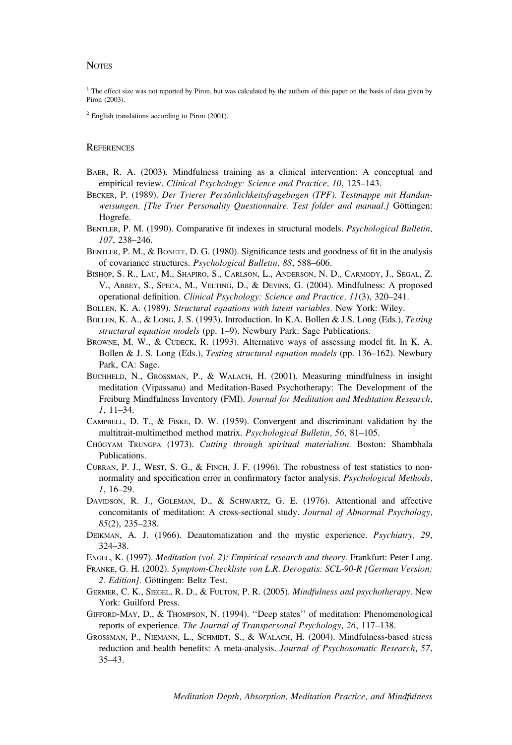## Notes

[1] The effect size was not reported by Piron, but was calculated by the authors of this paper on the basis of data given by Piron (2003).

[2] English translations according to Piron (2001).

## References

Baer, R. A. (2003). Mindfulness training as a clinical intervention: A conceptual and empirical review. *Clinical Psychology: Science and Practice, 10*, 125–143.

Becker, P. (1989). *Der Trierer Persönlichkeitsfragebogen (TPF). Testmappe mit Handanweisungen. [The Trier Personality Questionnaire. Test folder and manual.]* Göttingen: Hogrefe.

Bentler, P. M. (1990). Comparative fit indexes in structural models. *Psychological Bulletin, 107*, 238–246.

Bentler, P. M., & Bonett, D. G. (1980). Significance tests and goodness of fit in the analysis of covariance structures. *Psychological Bulletin, 88*, 588–606.

Bishop, S. R., Lau, M., Shapiro, S., Carlson, L., Anderson, N. D., Carmody, J., Segal, Z. V., Abbey, S., Speca, M., Velting, D., & Devins, G. (2004). Mindfulness: A proposed operational definition. *Clinical Psychology: Science and Practice, 11*(3), 320–241.

Bollen, K. A. (1989). *Structural equations with latent variables*. New York: Wiley.

Bollen, K. A., & Long, J. S. (1993). Introduction. In K.A. Bollen & J.S. Long (Eds.), *Testing structural equation models* (pp. 1–9). Newbury Park: Sage Publications.

Browne, M. W., & Cudeck, R. (1993). Alternative ways of assessing model fit. In K. A. Bollen & J. S. Long (Eds.), *Testing structural equation models* (pp. 136–162). Newbury Park, CA: Sage.

Buchheld, N., Grossman, P., & Walach, H. (2001). Measuring mindfulness in insight meditation (Vipassana) and Meditation-Based Psychotherapy: The Development of the Freiburg Mindfulness Inventory (FMI). *Journal for Meditation and Meditation Research, 1*, 11–34.

Campbell, D. T., & Fiske, D. W. (1959). Convergent and discriminant validation by the multitrait-multimethod method matrix. *Psychological Bulletin, 56*, 81–105.

Chögyam Trungpa (1973). *Cutting through spiritual materialism*. Boston: Shambhala Publications.

Curran, P. J., West, S. G., & Finch, J. F. (1996). The robustness of test statistics to non-normality and specification error in confirmatory factor analysis. *Psychological Methods, 1*, 16–29.

Davidson, R. J., Goleman, D., & Schwartz, G. E. (1976). Attentional and affective concomitants of meditation: A cross-sectional study. *Journal of Abnormal Psychology, 85*(2), 235–238.

Deikman, A. J. (1966). Deautomatization and the mystic experience. *Psychiatry, 29*, 324–38.

Engel, K. (1997). *Meditation (vol. 2): Empirical research and theory*. Frankfurt: Peter Lang.

Franke, G. H. (2002). *Symptom-Checkliste von L.R. Derogatis: SCL-90-R [German Version; 2. Edition]*. Göttingen: Beltz Test.

Germer, C. K., Siegel, R. D., & Fulton, P. R. (2005). *Mindfulness and psychotherapy*. New York: Guilford Press.

Gifford-May, D., & Thompson, N. (1994). ''Deep states'' of meditation: Phenomenological reports of experience. *The Journal of Transpersonal Psychology, 26*, 117–138.

Grossman, P., Niemann, L., Schmidt, S., & Walach, H. (2004). Mindfulness-based stress reduction and health benefits: A meta-analysis. *Journal of Psychosomatic Research, 57*, 35–43.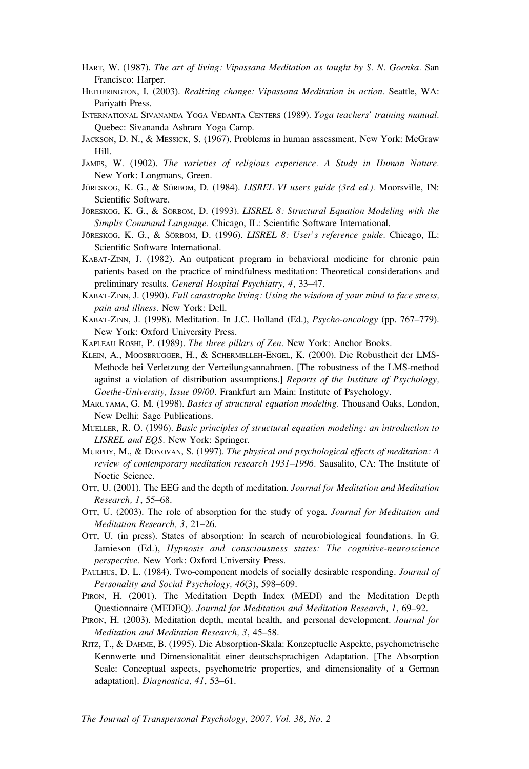Hart, W. (1987). *The art of living: Vipassana Meditation as taught by S. N. Goenka.* San Francisco: Harper.

Hetherington, I. (2003). *Realizing change: Vipassana Meditation in action.* Seattle, WA: Pariyatti Press.

International Sivananda Yoga Vedanta Centers (1989). *Yoga teachers' training manual.* Quebec: Sivananda Ashram Yoga Camp.

Jackson, D. N., & Messick, S. (1967). Problems in human assessment. New York: McGraw Hill.

James, W. (1902). *The varieties of religious experience. A Study in Human Nature.* New York: Longmans, Green.

Jöreskog, K. G., & Sörbom, D. (1984). *LISREL VI users guide (3rd ed.).* Moorsville, IN: Scientific Software.

Jöreskog, K. G., & Sörbom, D. (1993). *LISREL 8: Structural Equation Modeling with the Simplis Command Language.* Chicago, IL: Scientific Software International.

Jöreskog, K. G., & Sörbom, D. (1996). *LISREL 8: User's reference guide.* Chicago, IL: Scientific Software International.

Kabat-Zinn, J. (1982). An outpatient program in behavioral medicine for chronic pain patients based on the practice of mindfulness meditation: Theoretical considerations and preliminary results. *General Hospital Psychiatry, 4*, 33–47.

Kabat-Zinn, J. (1990). *Full catastrophe living: Using the wisdom of your mind to face stress, pain and illness.* New York: Dell.

Kabat-Zinn, J. (1998). Meditation. In J.C. Holland (Ed.), *Psycho-oncology* (pp. 767–779). New York: Oxford University Press.

Kapleau Roshi, P. (1989). *The three pillars of Zen.* New York: Anchor Books.

Klein, A., Moosbrugger, H., & Schermelleh-Engel, K. (2000). Die Robustheit der LMS-Methode bei Verletzung der Verteilungsannahmen. [The robustness of the LMS-method against a violation of distribution assumptions.] *Reports of the Institute of Psychology, Goethe-University, Issue 09/00.* Frankfurt am Main: Institute of Psychology.

Maruyama, G. M. (1998). *Basics of structural equation modeling.* Thousand Oaks, London, New Delhi: Sage Publications.

Mueller, R. O. (1996). *Basic principles of structural equation modeling: an introduction to LISREL and EQS.* New York: Springer.

Murphy, M., & Donovan, S. (1997). *The physical and psychological effects of meditation: A review of contemporary meditation research 1931–1996.* Sausalito, CA: The Institute of Noetic Science.

Ott, U. (2001). The EEG and the depth of meditation. *Journal for Meditation and Meditation Research, 1*, 55–68.

Ott, U. (2003). The role of absorption for the study of yoga. *Journal for Meditation and Meditation Research, 3*, 21–26.

Ott, U. (in press). States of absorption: In search of neurobiological foundations. In G. Jamieson (Ed.), *Hypnosis and consciousness states: The cognitive-neuroscience perspective.* New York: Oxford University Press.

Paulhus, D. L. (1984). Two-component models of socially desirable responding. *Journal of Personality and Social Psychology, 46*(3), 598–609.

Piron, H. (2001). The Meditation Depth Index (MEDI) and the Meditation Depth Questionnaire (MEDEQ). *Journal for Meditation and Meditation Research, 1*, 69–92.

Piron, H. (2003). Meditation depth, mental health, and personal development. *Journal for Meditation and Meditation Research, 3*, 45–58.

Ritz, T., & Dahme, B. (1995). Die Absorption-Skala: Konzeptuelle Aspekte, psychometrische Kennwerte und Dimensionalität einer deutschsprachigen Adaptation. [The Absorption Scale: Conceptual aspects, psychometric properties, and dimensionality of a German adaptation]. *Diagnostica, 41*, 53–61.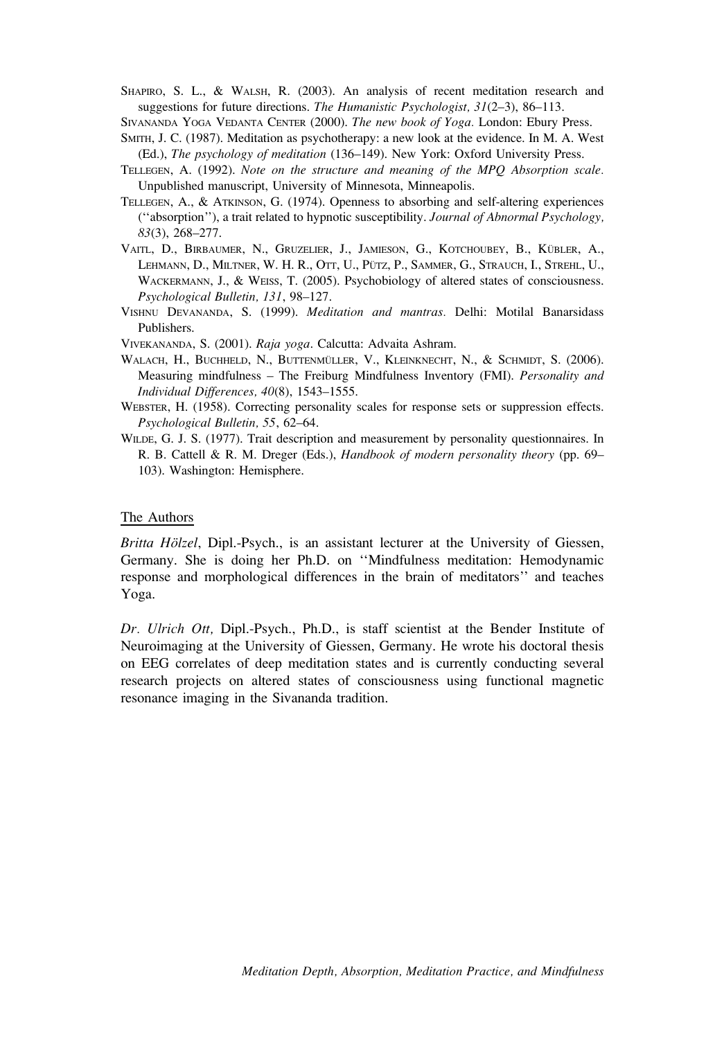Shapiro, S. L., & Walsh, R. (2003). An analysis of recent meditation research and suggestions for future directions. *The Humanistic Psychologist, 31*(2–3), 86–113.

Sivananda Yoga Vedanta Center (2000). *The new book of Yoga.* London: Ebury Press.

Smith, J. C. (1987). Meditation as psychotherapy: a new look at the evidence. In M. A. West (Ed.), *The psychology of meditation* (136–149). New York: Oxford University Press.

Tellegen, A. (1992). *Note on the structure and meaning of the MPQ Absorption scale.* Unpublished manuscript, University of Minnesota, Minneapolis.

Tellegen, A., & Atkinson, G. (1974). Openness to absorbing and self-altering experiences (''absorption''), a trait related to hypnotic susceptibility. *Journal of Abnormal Psychology, 83*(3), 268–277.

Vaitl, D., Birbaumer, N., Gruzelier, J., Jamieson, G., Kotchoubey, B., Kübler, A., Lehmann, D., Miltner, W. H. R., Ott, U., Pütz, P., Sammer, G., Strauch, I., Strehl, U., Wackermann, J., & Weiss, T. (2005). Psychobiology of altered states of consciousness. *Psychological Bulletin, 131*, 98–127.

Vishnu Devananda, S. (1999). *Meditation and mantras.* Delhi: Motilal Banarsidass Publishers.

Vivekananda, S. (2001). *Raja yoga*. Calcutta: Advaita Ashram.

Walach, H., Buchheld, N., Buttenmüller, V., Kleinknecht, N., & Schmidt, S. (2006). Measuring mindfulness – The Freiburg Mindfulness Inventory (FMI). *Personality and Individual Differences, 40*(8), 1543–1555.

Webster, H. (1958). Correcting personality scales for response sets or suppression effects. *Psychological Bulletin, 55*, 62–64.

Wilde, G. J. S. (1977). Trait description and measurement by personality questionnaires. In R. B. Cattell & R. M. Dreger (Eds.), *Handbook of modern personality theory* (pp. 69–103). Washington: Hemisphere.

## The Authors

*Britta Hölzel*, Dipl.-Psych., is an assistant lecturer at the University of Giessen, Germany. She is doing her Ph.D. on ''Mindfulness meditation: Hemodynamic response and morphological differences in the brain of meditators'' and teaches Yoga.

*Dr. Ulrich Ott,* Dipl.-Psych., Ph.D., is staff scientist at the Bender Institute of Neuroimaging at the University of Giessen, Germany. He wrote his doctoral thesis on EEG correlates of deep meditation states and is currently conducting several research projects on altered states of consciousness using functional magnetic resonance imaging in the Sivananda tradition.